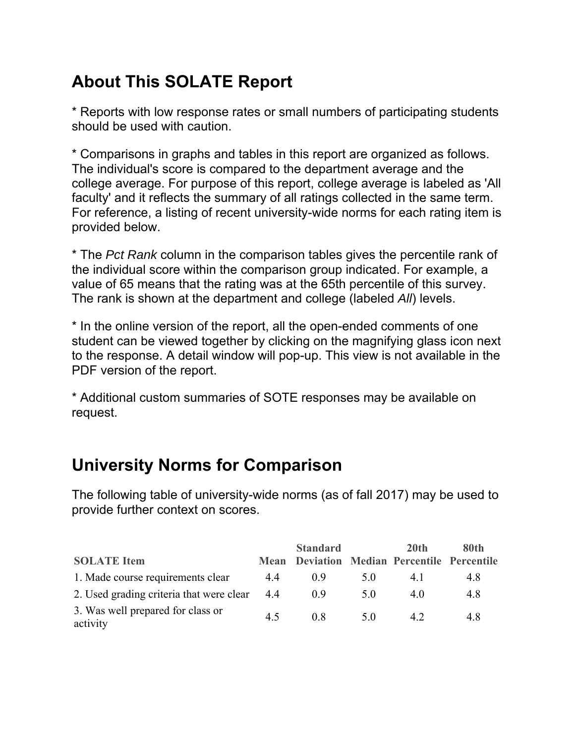## About This SOLATE Report

* Reports with low response rates or small numbers of participating students should be used with caution.

* Comparisons in graphs and tables in this report are organized as follows. The individual's score is compared to the department average and the college average. For purpose of this report, college average is labeled as 'All faculty' and it reflects the summary of all ratings collected in the same term. For reference, a listing of recent university-wide norms for each rating item is provided below.

* The *Pct Rank* column in the comparison tables gives the percentile rank of the individual score within the comparison group indicated. For example, a value of 65 means that the rating was at the 65th percentile of this survey. The rank is shown at the department and college (labeled *All*) levels.

* In the online version of the report, all the open-ended comments of one student can be viewed together by clicking on the magnifying glass icon next to the response. A detail window will pop-up. This view is not available in the PDF version of the report.

* Additional custom summaries of SOTE responses may be available on request.

## University Norms for Comparison

The following table of university-wide norms (as of fall 2017) may be used to provide further context on scores.

| SOLATE Item | Mean | Standard Deviation | Median | 20th Percentile | 80th Percentile |
|---|---|---|---|---|---|
| 1. Made course requirements clear | 4.4 | 0.9 | 5.0 | 4.1 | 4.8 |
| 2. Used grading criteria that were clear | 4.4 | 0.9 | 5.0 | 4.0 | 4.8 |
| 3. Was well prepared for class or activity | 4.5 | 0.8 | 5.0 | 4.2 | 4.8 |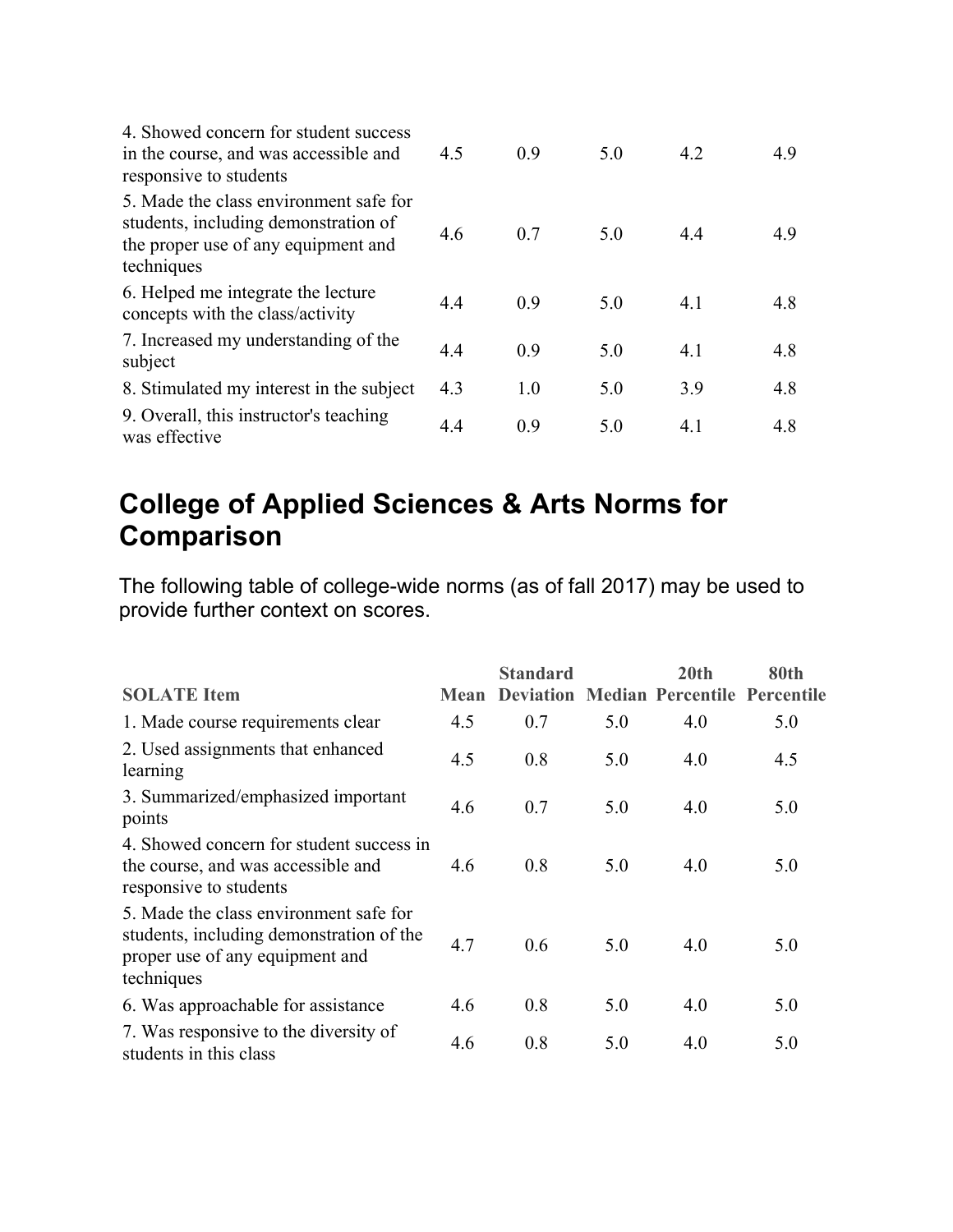| | | | | | |
|---|---|---|---|---|---|
| 4. Showed concern for student success in the course, and was accessible and responsive to students | 4.5 | 0.9 | 5.0 | 4.2 | 4.9 |
| 5. Made the class environment safe for students, including demonstration of the proper use of any equipment and techniques | 4.6 | 0.7 | 5.0 | 4.4 | 4.9 |
| 6. Helped me integrate the lecture concepts with the class/activity | 4.4 | 0.9 | 5.0 | 4.1 | 4.8 |
| 7. Increased my understanding of the subject | 4.4 | 0.9 | 5.0 | 4.1 | 4.8 |
| 8. Stimulated my interest in the subject | 4.3 | 1.0 | 5.0 | 3.9 | 4.8 |
| 9. Overall, this instructor's teaching was effective | 4.4 | 0.9 | 5.0 | 4.1 | 4.8 |

## College of Applied Sciences & Arts Norms for Comparison

The following table of college-wide norms (as of fall 2017) may be used to provide further context on scores.

| SOLATE Item | Mean | Standard Deviation | Median | 20th Percentile | 80th Percentile |
|---|---|---|---|---|---|
| 1. Made course requirements clear | 4.5 | 0.7 | 5.0 | 4.0 | 5.0 |
| 2. Used assignments that enhanced learning | 4.5 | 0.8 | 5.0 | 4.0 | 4.5 |
| 3. Summarized/emphasized important points | 4.6 | 0.7 | 5.0 | 4.0 | 5.0 |
| 4. Showed concern for student success in the course, and was accessible and responsive to students | 4.6 | 0.8 | 5.0 | 4.0 | 5.0 |
| 5. Made the class environment safe for students, including demonstration of the proper use of any equipment and techniques | 4.7 | 0.6 | 5.0 | 4.0 | 5.0 |
| 6. Was approachable for assistance | 4.6 | 0.8 | 5.0 | 4.0 | 5.0 |
| 7. Was responsive to the diversity of students in this class | 4.6 | 0.8 | 5.0 | 4.0 | 5.0 |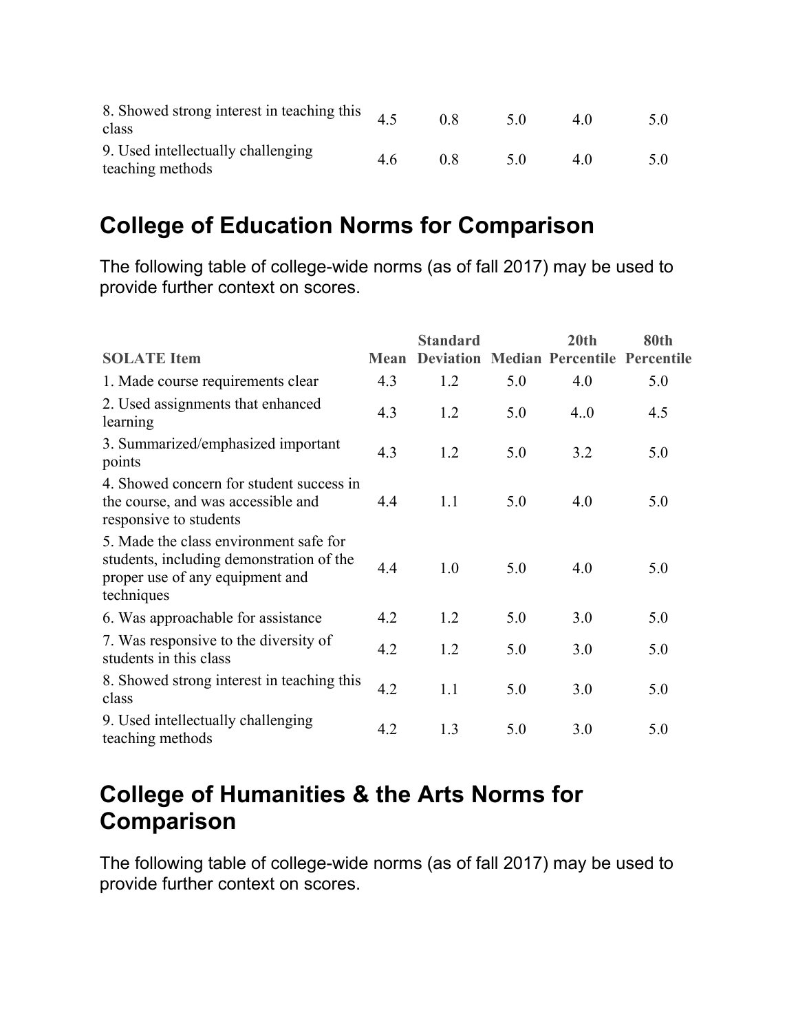| | | | | | |
|---|---|---|---|---|---|
| 8. Showed strong interest in teaching this class | 4.5 | 0.8 | 5.0 | 4.0 | 5.0 |
| 9. Used intellectually challenging teaching methods | 4.6 | 0.8 | 5.0 | 4.0 | 5.0 |

## College of Education Norms for Comparison

The following table of college-wide norms (as of fall 2017) may be used to provide further context on scores.

| SOLATE Item | Mean | Standard Deviation | Median | 20th Percentile | 80th Percentile |
|---|---|---|---|---|---|
| 1. Made course requirements clear | 4.3 | 1.2 | 5.0 | 4.0 | 5.0 |
| 2. Used assignments that enhanced learning | 4.3 | 1.2 | 5.0 | 4..0 | 4.5 |
| 3. Summarized/emphasized important points | 4.3 | 1.2 | 5.0 | 3.2 | 5.0 |
| 4. Showed concern for student success in the course, and was accessible and responsive to students | 4.4 | 1.1 | 5.0 | 4.0 | 5.0 |
| 5. Made the class environment safe for students, including demonstration of the proper use of any equipment and techniques | 4.4 | 1.0 | 5.0 | 4.0 | 5.0 |
| 6. Was approachable for assistance | 4.2 | 1.2 | 5.0 | 3.0 | 5.0 |
| 7. Was responsive to the diversity of students in this class | 4.2 | 1.2 | 5.0 | 3.0 | 5.0 |
| 8. Showed strong interest in teaching this class | 4.2 | 1.1 | 5.0 | 3.0 | 5.0 |
| 9. Used intellectually challenging teaching methods | 4.2 | 1.3 | 5.0 | 3.0 | 5.0 |

## College of Humanities & the Arts Norms for Comparison

The following table of college-wide norms (as of fall 2017) may be used to provide further context on scores.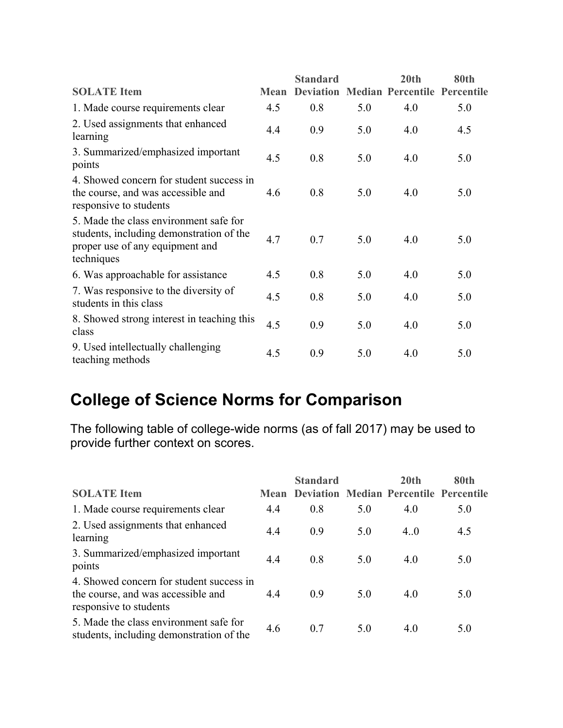| SOLATE Item | Mean | Standard Deviation | Median | 20th Percentile | 80th Percentile |
|---|---|---|---|---|---|
| 1. Made course requirements clear | 4.5 | 0.8 | 5.0 | 4.0 | 5.0 |
| 2. Used assignments that enhanced learning | 4.4 | 0.9 | 5.0 | 4.0 | 4.5 |
| 3. Summarized/emphasized important points | 4.5 | 0.8 | 5.0 | 4.0 | 5.0 |
| 4. Showed concern for student success in the course, and was accessible and responsive to students | 4.6 | 0.8 | 5.0 | 4.0 | 5.0 |
| 5. Made the class environment safe for students, including demonstration of the proper use of any equipment and techniques | 4.7 | 0.7 | 5.0 | 4.0 | 5.0 |
| 6. Was approachable for assistance | 4.5 | 0.8 | 5.0 | 4.0 | 5.0 |
| 7. Was responsive to the diversity of students in this class | 4.5 | 0.8 | 5.0 | 4.0 | 5.0 |
| 8. Showed strong interest in teaching this class | 4.5 | 0.9 | 5.0 | 4.0 | 5.0 |
| 9. Used intellectually challenging teaching methods | 4.5 | 0.9 | 5.0 | 4.0 | 5.0 |

# College of Science Norms for Comparison

The following table of college-wide norms (as of fall 2017) may be used to provide further context on scores.

| SOLATE Item | Mean | Standard Deviation | Median | 20th Percentile | 80th Percentile |
|---|---|---|---|---|---|
| 1. Made course requirements clear | 4.4 | 0.8 | 5.0 | 4.0 | 5.0 |
| 2. Used assignments that enhanced learning | 4.4 | 0.9 | 5.0 | 4..0 | 4.5 |
| 3. Summarized/emphasized important points | 4.4 | 0.8 | 5.0 | 4.0 | 5.0 |
| 4. Showed concern for student success in the course, and was accessible and responsive to students | 4.4 | 0.9 | 5.0 | 4.0 | 5.0 |
| 5. Made the class environment safe for students, including demonstration of the | 4.6 | 0.7 | 5.0 | 4.0 | 5.0 |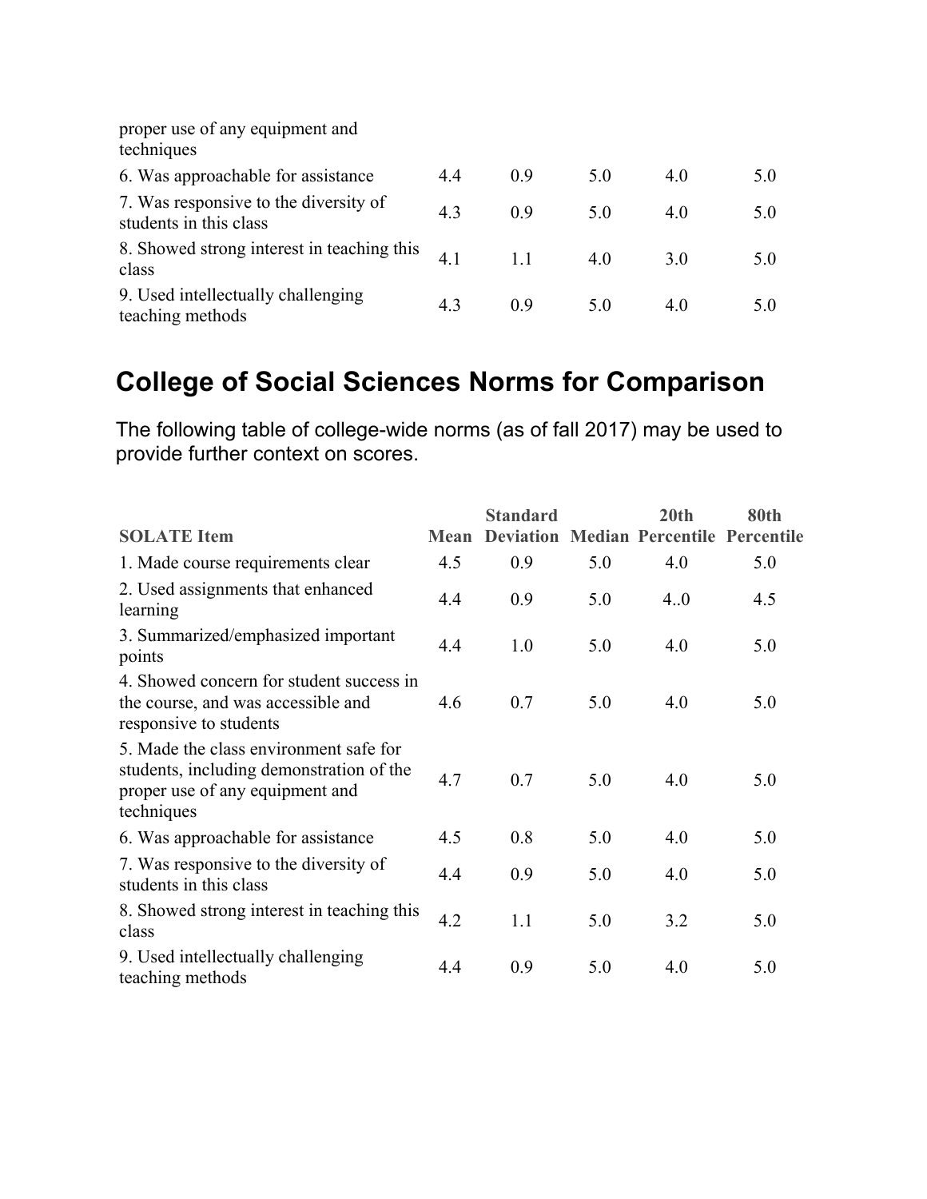| | | | | | |
|---|---|---|---|---|---|
| proper use of any equipment and techniques | | | | | |
| 6. Was approachable for assistance | 4.4 | 0.9 | 5.0 | 4.0 | 5.0 |
| 7. Was responsive to the diversity of students in this class | 4.3 | 0.9 | 5.0 | 4.0 | 5.0 |
| 8. Showed strong interest in teaching this class | 4.1 | 1.1 | 4.0 | 3.0 | 5.0 |
| 9. Used intellectually challenging teaching methods | 4.3 | 0.9 | 5.0 | 4.0 | 5.0 |

## College of Social Sciences Norms for Comparison

The following table of college-wide norms (as of fall 2017) may be used to provide further context on scores.

| SOLATE Item | Mean | Standard Deviation | Median | 20th Percentile | 80th Percentile |
|---|---|---|---|---|---|
| 1. Made course requirements clear | 4.5 | 0.9 | 5.0 | 4.0 | 5.0 |
| 2. Used assignments that enhanced learning | 4.4 | 0.9 | 5.0 | 4..0 | 4.5 |
| 3. Summarized/emphasized important points | 4.4 | 1.0 | 5.0 | 4.0 | 5.0 |
| 4. Showed concern for student success in the course, and was accessible and responsive to students | 4.6 | 0.7 | 5.0 | 4.0 | 5.0 |
| 5. Made the class environment safe for students, including demonstration of the proper use of any equipment and techniques | 4.7 | 0.7 | 5.0 | 4.0 | 5.0 |
| 6. Was approachable for assistance | 4.5 | 0.8 | 5.0 | 4.0 | 5.0 |
| 7. Was responsive to the diversity of students in this class | 4.4 | 0.9 | 5.0 | 4.0 | 5.0 |
| 8. Showed strong interest in teaching this class | 4.2 | 1.1 | 5.0 | 3.2 | 5.0 |
| 9. Used intellectually challenging teaching methods | 4.4 | 0.9 | 5.0 | 4.0 | 5.0 |